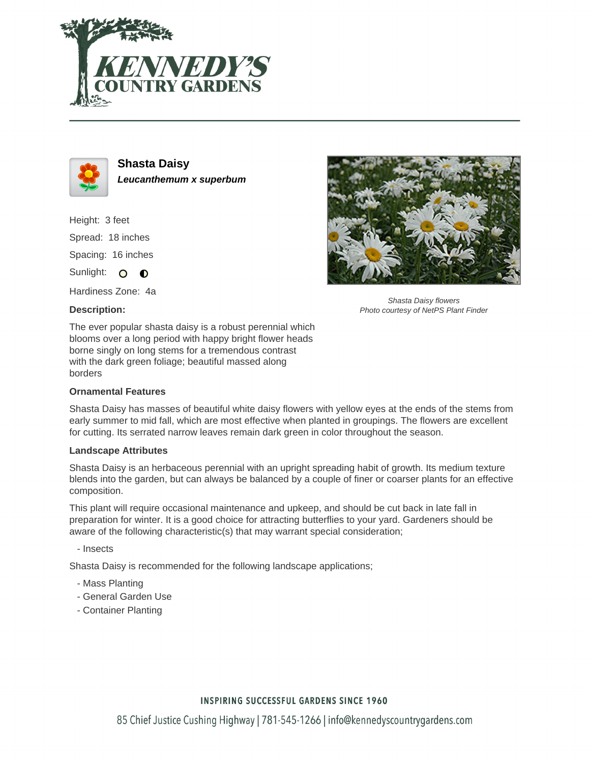# Shasta Daisy

***Leucanthemum x superbum***

Height: 3 feet

Spread: 18 inches

Spacing: 16 inches

Sunlight: ○ ◐

Hardiness Zone: 4a

**Description:**

The ever popular shasta daisy is a robust perennial which blooms over a long period with happy bright flower heads borne singly on long stems for a tremendous contrast with the dark green foliage; beautiful massed along borders

*Shasta Daisy flowers*
*Photo courtesy of NetPS Plant Finder*

**Ornamental Features**

Shasta Daisy has masses of beautiful white daisy flowers with yellow eyes at the ends of the stems from early summer to mid fall, which are most effective when planted in groupings. The flowers are excellent for cutting. Its serrated narrow leaves remain dark green in color throughout the season.

**Landscape Attributes**

Shasta Daisy is an herbaceous perennial with an upright spreading habit of growth. Its medium texture blends into the garden, but can always be balanced by a couple of finer or coarser plants for an effective composition.

This plant will require occasional maintenance and upkeep, and should be cut back in late fall in preparation for winter. It is a good choice for attracting butterflies to your yard. Gardeners should be aware of the following characteristic(s) that may warrant special consideration;

- Insects

Shasta Daisy is recommended for the following landscape applications;

- Mass Planting
- General Garden Use
- Container Planting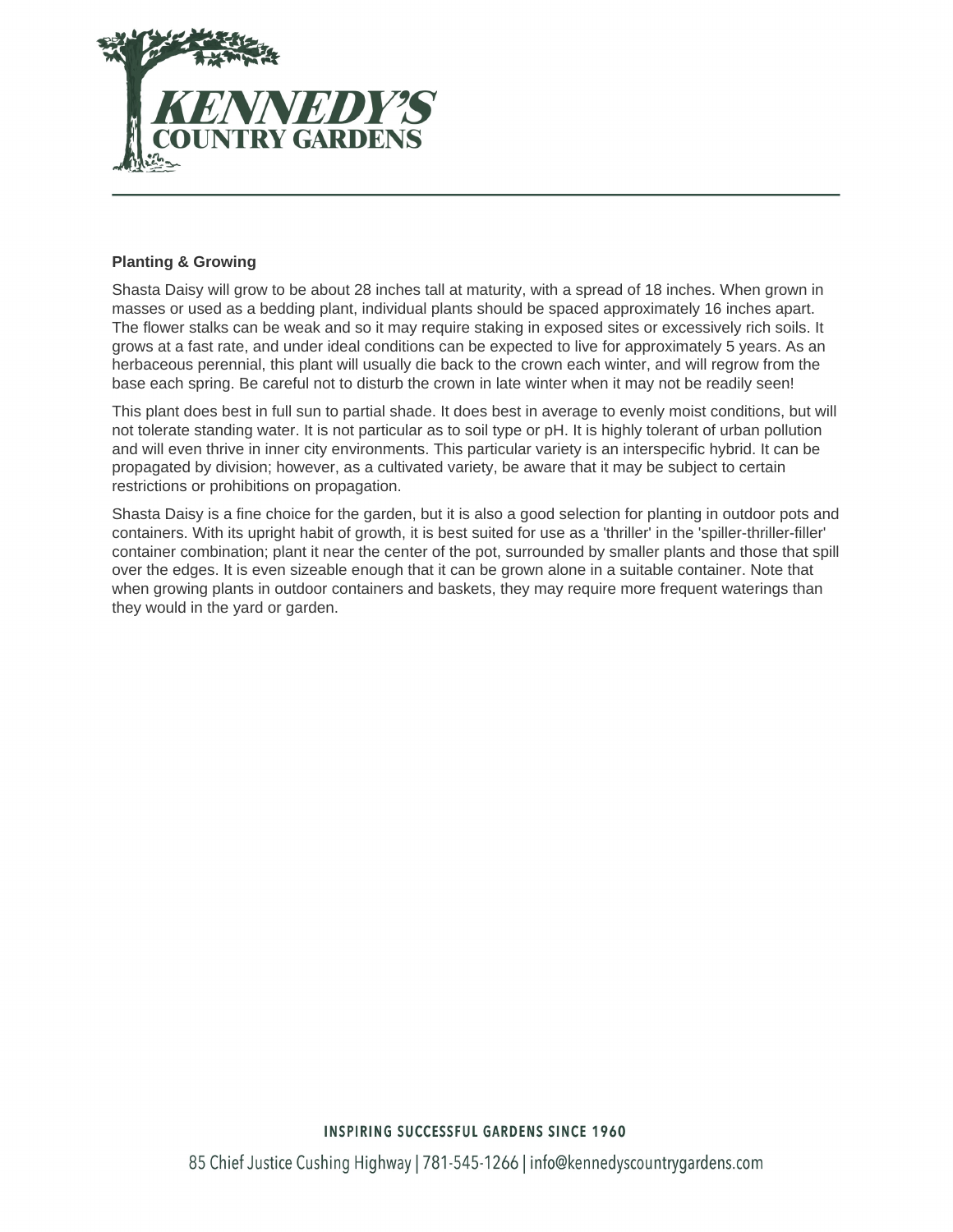**Planting & Growing**

Shasta Daisy will grow to be about 28 inches tall at maturity, with a spread of 18 inches. When grown in masses or used as a bedding plant, individual plants should be spaced approximately 16 inches apart. The flower stalks can be weak and so it may require staking in exposed sites or excessively rich soils. It grows at a fast rate, and under ideal conditions can be expected to live for approximately 5 years. As an herbaceous perennial, this plant will usually die back to the crown each winter, and will regrow from the base each spring. Be careful not to disturb the crown in late winter when it may not be readily seen!

This plant does best in full sun to partial shade. It does best in average to evenly moist conditions, but will not tolerate standing water. It is not particular as to soil type or pH. It is highly tolerant of urban pollution and will even thrive in inner city environments. This particular variety is an interspecific hybrid. It can be propagated by division; however, as a cultivated variety, be aware that it may be subject to certain restrictions or prohibitions on propagation.

Shasta Daisy is a fine choice for the garden, but it is also a good selection for planting in outdoor pots and containers. With its upright habit of growth, it is best suited for use as a 'thriller' in the 'spiller-thriller-filler' container combination; plant it near the center of the pot, surrounded by smaller plants and those that spill over the edges. It is even sizeable enough that it can be grown alone in a suitable container. Note that when growing plants in outdoor containers and baskets, they may require more frequent waterings than they would in the yard or garden.